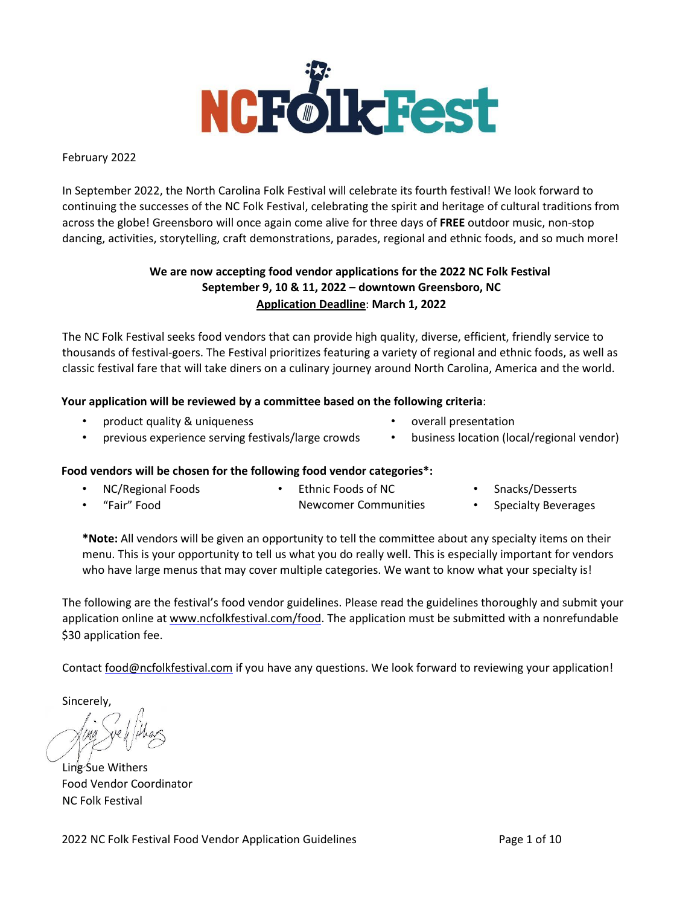# NCFolkFest

February 2022

In September 2022, the North Carolina Folk Festival will celebrate its fourth festival! We look forward to continuing the successes of the NC Folk Festival, celebrating the spirit and heritage of cultural traditions from across the globe! Greensboro will once again come alive for three days of **FREE** outdoor music, non-stop dancing, activities, storytelling, craft demonstrations, parades, regional and ethnic foods, and so much more!

**We are now accepting food vendor applications for the 2022 NC Folk Festival**
**September 9, 10 & 11, 2022 – downtown Greensboro, NC**
**Application Deadline: March 1, 2022**

The NC Folk Festival seeks food vendors that can provide high quality, diverse, efficient, friendly service to thousands of festival-goers. The Festival prioritizes featuring a variety of regional and ethnic foods, as well as classic festival fare that will take diners on a culinary journey around North Carolina, America and the world.

**Your application will be reviewed by a committee based on the following criteria**:

- product quality & uniqueness
- previous experience serving festivals/large crowds
- overall presentation
- business location (local/regional vendor)

**Food vendors will be chosen for the following food vendor categories*:**

- NC/Regional Foods
- "Fair" Food
- Ethnic Foods of NC Newcomer Communities
- Snacks/Desserts
- Specialty Beverages

***Note:** All vendors will be given an opportunity to tell the committee about any specialty items on their menu. This is your opportunity to tell us what you do really well. This is especially important for vendors who have large menus that may cover multiple categories. We want to know what your specialty is!

The following are the festival's food vendor guidelines. Please read the guidelines thoroughly and submit your application online at www.ncfolkfestival.com/food. The application must be submitted with a nonrefundable $30 application fee.

Contact food@ncfolkfestival.com if you have any questions. We look forward to reviewing your application!

Sincerely,

Ling Sue Withers
Food Vendor Coordinator
NC Folk Festival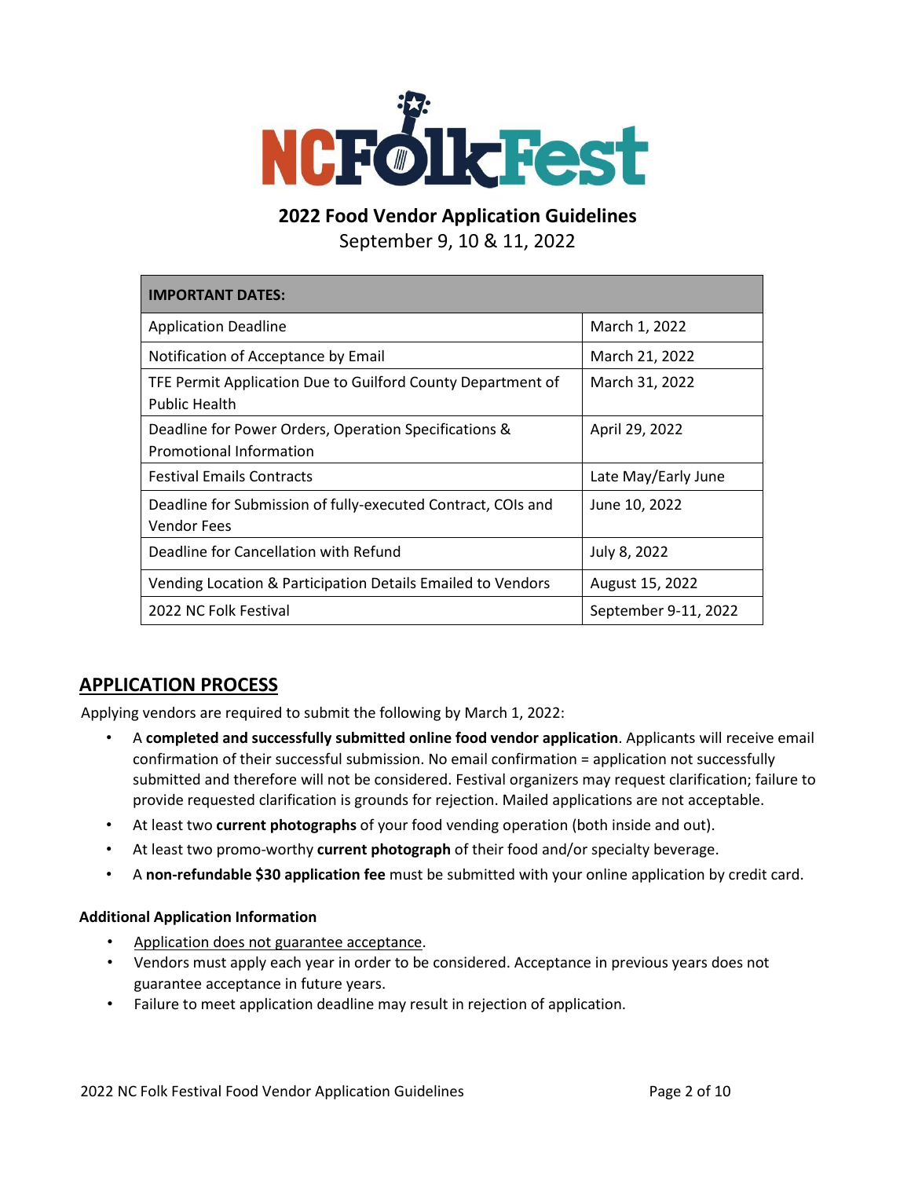# NCFolkFest

## 2022 Food Vendor Application Guidelines

September 9, 10 & 11, 2022

| IMPORTANT DATES: | |
|---|---|
| Application Deadline | March 1, 2022 |
| Notification of Acceptance by Email | March 21, 2022 |
| TFE Permit Application Due to Guilford County Department of Public Health | March 31, 2022 |
| Deadline for Power Orders, Operation Specifications & Promotional Information | April 29, 2022 |
| Festival Emails Contracts | Late May/Early June |
| Deadline for Submission of fully-executed Contract, COIs and Vendor Fees | June 10, 2022 |
| Deadline for Cancellation with Refund | July 8, 2022 |
| Vending Location & Participation Details Emailed to Vendors | August 15, 2022 |
| 2022 NC Folk Festival | September 9-11, 2022 |

## APPLICATION PROCESS

Applying vendors are required to submit the following by March 1, 2022:

- A **completed and successfully submitted online food vendor application**. Applicants will receive email confirmation of their successful submission. No email confirmation = application not successfully submitted and therefore will not be considered. Festival organizers may request clarification; failure to provide requested clarification is grounds for rejection. Mailed applications are not acceptable.
- At least two **current photographs** of your food vending operation (both inside and out).
- At least two promo-worthy **current photograph** of their food and/or specialty beverage.
- A **non-refundable $30 application fee** must be submitted with your online application by credit card.

### Additional Application Information

- Application does not guarantee acceptance.
- Vendors must apply each year in order to be considered. Acceptance in previous years does not guarantee acceptance in future years.
- Failure to meet application deadline may result in rejection of application.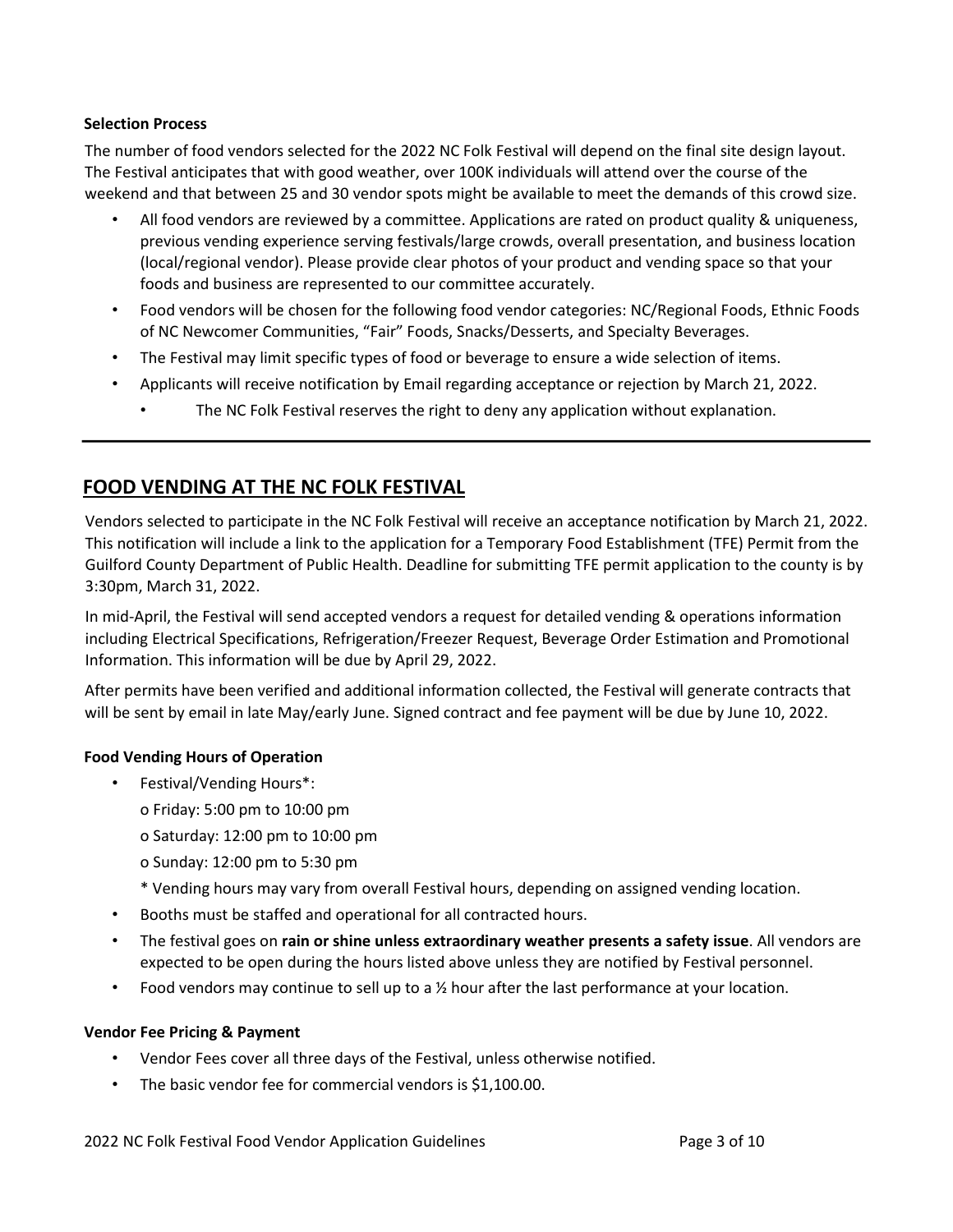**Selection Process**

The number of food vendors selected for the 2022 NC Folk Festival will depend on the final site design layout. The Festival anticipates that with good weather, over 100K individuals will attend over the course of the weekend and that between 25 and 30 vendor spots might be available to meet the demands of this crowd size.

- All food vendors are reviewed by a committee. Applications are rated on product quality & uniqueness, previous vending experience serving festivals/large crowds, overall presentation, and business location (local/regional vendor). Please provide clear photos of your product and vending space so that your foods and business are represented to our committee accurately.
- Food vendors will be chosen for the following food vendor categories: NC/Regional Foods, Ethnic Foods of NC Newcomer Communities, "Fair" Foods, Snacks/Desserts, and Specialty Beverages.
- The Festival may limit specific types of food or beverage to ensure a wide selection of items.
- Applicants will receive notification by Email regarding acceptance or rejection by March 21, 2022.
  - The NC Folk Festival reserves the right to deny any application without explanation.

---

## FOOD VENDING AT THE NC FOLK FESTIVAL

Vendors selected to participate in the NC Folk Festival will receive an acceptance notification by March 21, 2022. This notification will include a link to the application for a Temporary Food Establishment (TFE) Permit from the Guilford County Department of Public Health. Deadline for submitting TFE permit application to the county is by 3:30pm, March 31, 2022.

In mid-April, the Festival will send accepted vendors a request for detailed vending & operations information including Electrical Specifications, Refrigeration/Freezer Request, Beverage Order Estimation and Promotional Information. This information will be due by April 29, 2022.

After permits have been verified and additional information collected, the Festival will generate contracts that will be sent by email in late May/early June. Signed contract and fee payment will be due by June 10, 2022.

**Food Vending Hours of Operation**

- Festival/Vending Hours*:
  - Friday: 5:00 pm to 10:00 pm
  - Saturday: 12:00 pm to 10:00 pm
  - Sunday: 12:00 pm to 5:30 pm

  * Vending hours may vary from overall Festival hours, depending on assigned vending location.
- Booths must be staffed and operational for all contracted hours.
- The festival goes on **rain or shine unless extraordinary weather presents a safety issue**. All vendors are expected to be open during the hours listed above unless they are notified by Festival personnel.
- Food vendors may continue to sell up to a ½ hour after the last performance at your location.

**Vendor Fee Pricing & Payment**

- Vendor Fees cover all three days of the Festival, unless otherwise notified.
- The basic vendor fee for commercial vendors is $1,100.00.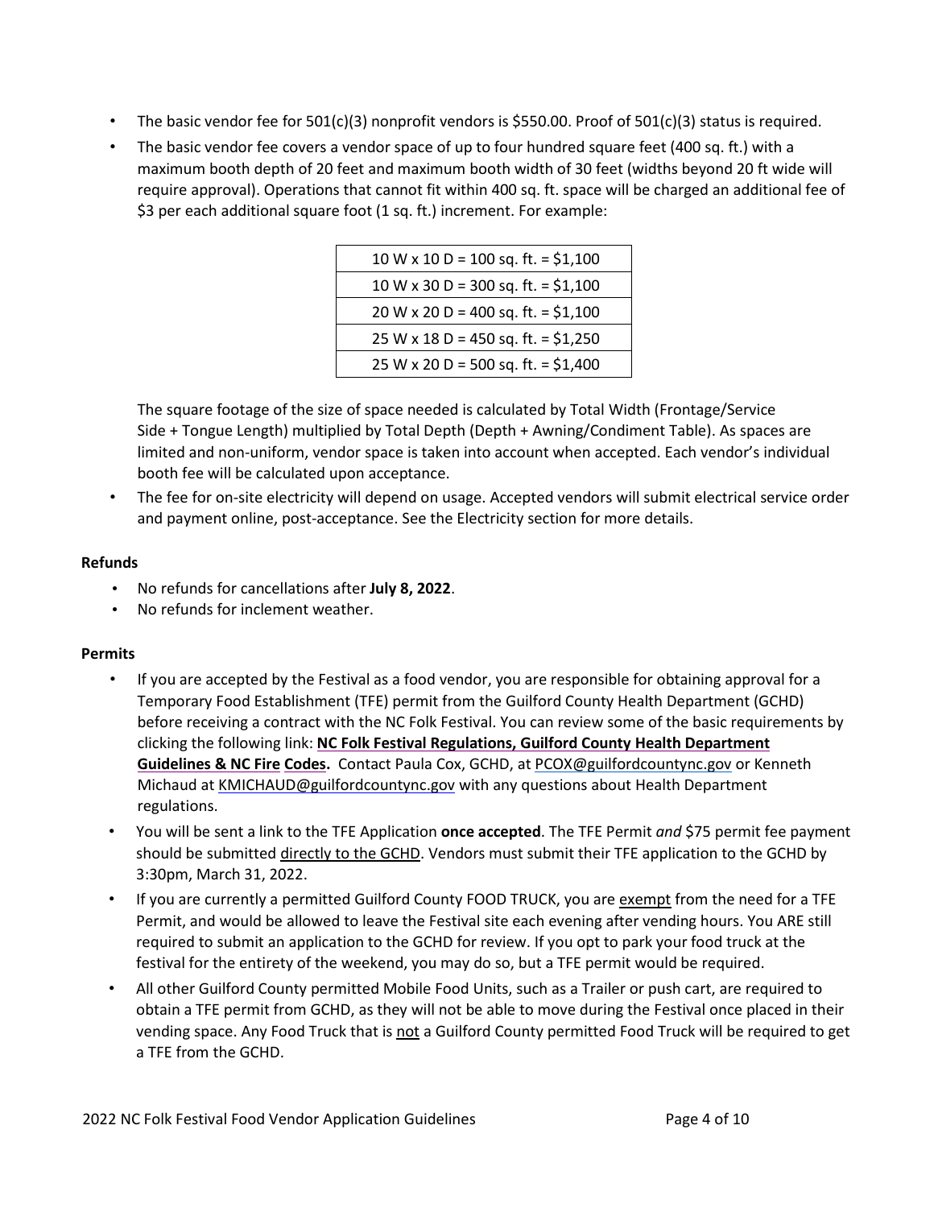- The basic vendor fee for 501(c)(3) nonprofit vendors is $550.00. Proof of 501(c)(3) status is required.
- The basic vendor fee covers a vendor space of up to four hundred square feet (400 sq. ft.) with a maximum booth depth of 20 feet and maximum booth width of 30 feet (widths beyond 20 ft wide will require approval). Operations that cannot fit within 400 sq. ft. space will be charged an additional fee of $3 per each additional square foot (1 sq. ft.) increment. For example:

| 10 W x 10 D = 100 sq. ft. = $1,100 |
|---|
| 10 W x 30 D = 300 sq. ft. = $1,100 |
| 20 W x 20 D = 400 sq. ft. = $1,100 |
| 25 W x 18 D = 450 sq. ft. = $1,250 |
| 25 W x 20 D = 500 sq. ft. = $1,400 |

  The square footage of the size of space needed is calculated by Total Width (Frontage/Service Side + Tongue Length) multiplied by Total Depth (Depth + Awning/Condiment Table). As spaces are limited and non-uniform, vendor space is taken into account when accepted. Each vendor's individual booth fee will be calculated upon acceptance.

- The fee for on-site electricity will depend on usage. Accepted vendors will submit electrical service order and payment online, post-acceptance. See the Electricity section for more details.

**Refunds**

- No refunds for cancellations after **July 8, 2022**.
- No refunds for inclement weather.

**Permits**

- If you are accepted by the Festival as a food vendor, you are responsible for obtaining approval for a Temporary Food Establishment (TFE) permit from the Guilford County Health Department (GCHD) before receiving a contract with the NC Folk Festival. You can review some of the basic requirements by clicking the following link: **NC Folk Festival Regulations, Guilford County Health Department Guidelines & NC Fire Codes.** Contact Paula Cox, GCHD, at PCOX@guilfordcountync.gov or Kenneth Michaud at KMICHAUD@guilfordcountync.gov with any questions about Health Department regulations.
- You will be sent a link to the TFE Application **once accepted**. The TFE Permit *and* $75 permit fee payment should be submitted directly to the GCHD. Vendors must submit their TFE application to the GCHD by 3:30pm, March 31, 2022.
- If you are currently a permitted Guilford County FOOD TRUCK, you are exempt from the need for a TFE Permit, and would be allowed to leave the Festival site each evening after vending hours. You ARE still required to submit an application to the GCHD for review. If you opt to park your food truck at the festival for the entirety of the weekend, you may do so, but a TFE permit would be required.
- All other Guilford County permitted Mobile Food Units, such as a Trailer or push cart, are required to obtain a TFE permit from GCHD, as they will not be able to move during the Festival once placed in their vending space. Any Food Truck that is not a Guilford County permitted Food Truck will be required to get a TFE from the GCHD.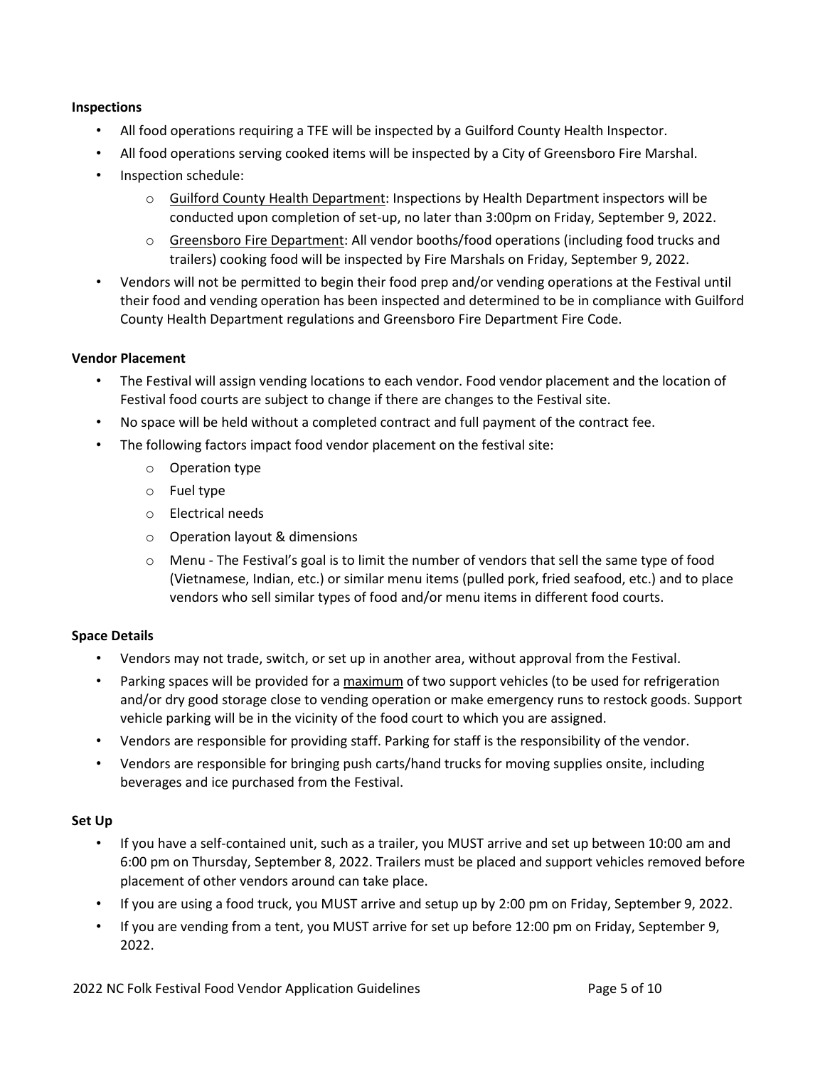**Inspections**

- All food operations requiring a TFE will be inspected by a Guilford County Health Inspector.
- All food operations serving cooked items will be inspected by a City of Greensboro Fire Marshal.
- Inspection schedule:
  - Guilford County Health Department: Inspections by Health Department inspectors will be conducted upon completion of set-up, no later than 3:00pm on Friday, September 9, 2022.
  - Greensboro Fire Department: All vendor booths/food operations (including food trucks and trailers) cooking food will be inspected by Fire Marshals on Friday, September 9, 2022.
- Vendors will not be permitted to begin their food prep and/or vending operations at the Festival until their food and vending operation has been inspected and determined to be in compliance with Guilford County Health Department regulations and Greensboro Fire Department Fire Code.

**Vendor Placement**

- The Festival will assign vending locations to each vendor. Food vendor placement and the location of Festival food courts are subject to change if there are changes to the Festival site.
- No space will be held without a completed contract and full payment of the contract fee.
- The following factors impact food vendor placement on the festival site:
  - Operation type
  - Fuel type
  - Electrical needs
  - Operation layout & dimensions
  - Menu - The Festival's goal is to limit the number of vendors that sell the same type of food (Vietnamese, Indian, etc.) or similar menu items (pulled pork, fried seafood, etc.) and to place vendors who sell similar types of food and/or menu items in different food courts.

**Space Details**

- Vendors may not trade, switch, or set up in another area, without approval from the Festival.
- Parking spaces will be provided for a maximum of two support vehicles (to be used for refrigeration and/or dry good storage close to vending operation or make emergency runs to restock goods. Support vehicle parking will be in the vicinity of the food court to which you are assigned.
- Vendors are responsible for providing staff. Parking for staff is the responsibility of the vendor.
- Vendors are responsible for bringing push carts/hand trucks for moving supplies onsite, including beverages and ice purchased from the Festival.

**Set Up**

- If you have a self-contained unit, such as a trailer, you MUST arrive and set up between 10:00 am and 6:00 pm on Thursday, September 8, 2022. Trailers must be placed and support vehicles removed before placement of other vendors around can take place.
- If you are using a food truck, you MUST arrive and setup up by 2:00 pm on Friday, September 9, 2022.
- If you are vending from a tent, you MUST arrive for set up before 12:00 pm on Friday, September 9, 2022.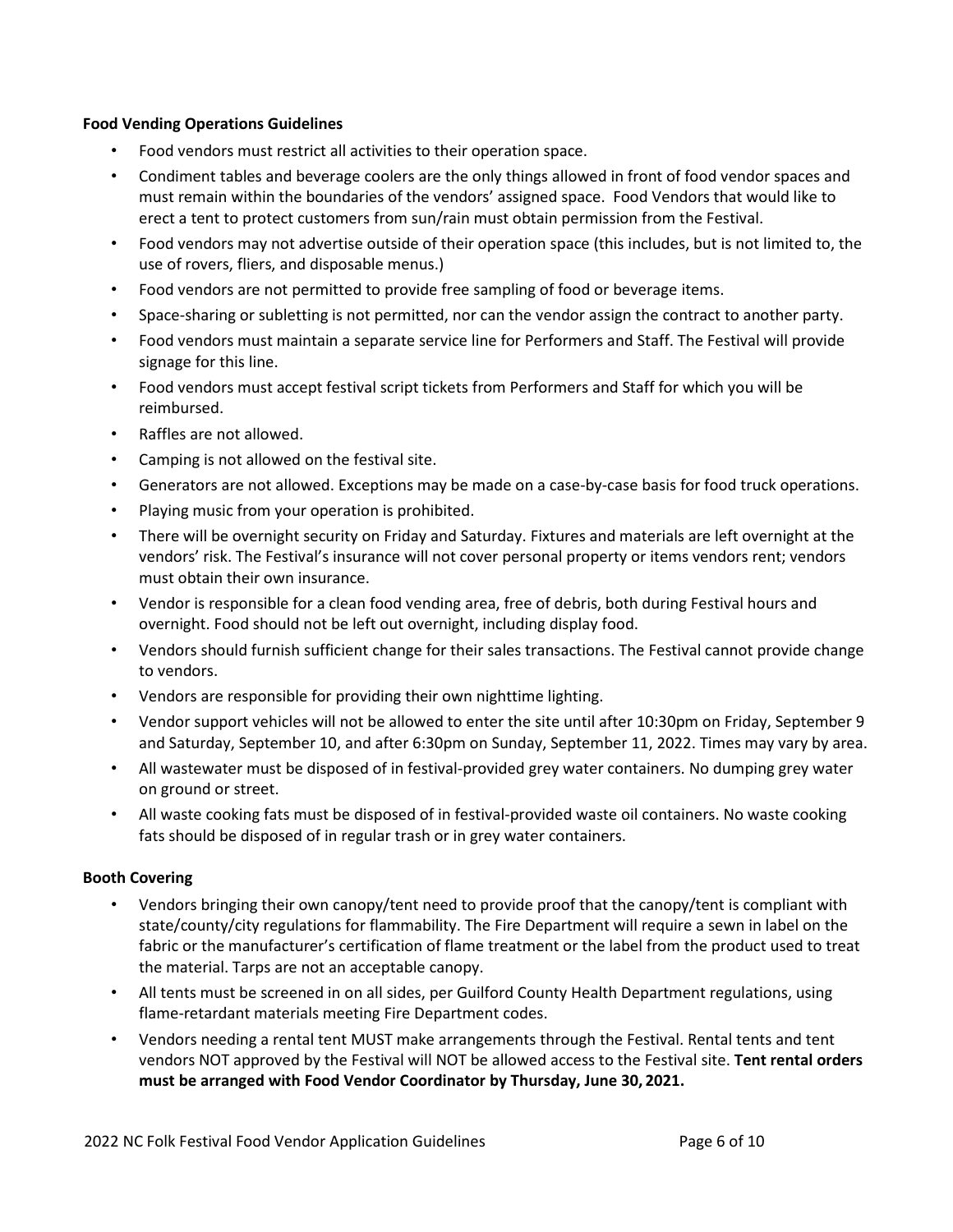**Food Vending Operations Guidelines**

- Food vendors must restrict all activities to their operation space.
- Condiment tables and beverage coolers are the only things allowed in front of food vendor spaces and must remain within the boundaries of the vendors' assigned space. Food Vendors that would like to erect a tent to protect customers from sun/rain must obtain permission from the Festival.
- Food vendors may not advertise outside of their operation space (this includes, but is not limited to, the use of rovers, fliers, and disposable menus.)
- Food vendors are not permitted to provide free sampling of food or beverage items.
- Space-sharing or subletting is not permitted, nor can the vendor assign the contract to another party.
- Food vendors must maintain a separate service line for Performers and Staff. The Festival will provide signage for this line.
- Food vendors must accept festival script tickets from Performers and Staff for which you will be reimbursed.
- Raffles are not allowed.
- Camping is not allowed on the festival site.
- Generators are not allowed. Exceptions may be made on a case-by-case basis for food truck operations.
- Playing music from your operation is prohibited.
- There will be overnight security on Friday and Saturday. Fixtures and materials are left overnight at the vendors' risk. The Festival's insurance will not cover personal property or items vendors rent; vendors must obtain their own insurance.
- Vendor is responsible for a clean food vending area, free of debris, both during Festival hours and overnight. Food should not be left out overnight, including display food.
- Vendors should furnish sufficient change for their sales transactions. The Festival cannot provide change to vendors.
- Vendors are responsible for providing their own nighttime lighting.
- Vendor support vehicles will not be allowed to enter the site until after 10:30pm on Friday, September 9 and Saturday, September 10, and after 6:30pm on Sunday, September 11, 2022. Times may vary by area.
- All wastewater must be disposed of in festival-provided grey water containers. No dumping grey water on ground or street.
- All waste cooking fats must be disposed of in festival-provided waste oil containers. No waste cooking fats should be disposed of in regular trash or in grey water containers.

**Booth Covering**

- Vendors bringing their own canopy/tent need to provide proof that the canopy/tent is compliant with state/county/city regulations for flammability. The Fire Department will require a sewn in label on the fabric or the manufacturer's certification of flame treatment or the label from the product used to treat the material. Tarps are not an acceptable canopy.
- All tents must be screened in on all sides, per Guilford County Health Department regulations, using flame-retardant materials meeting Fire Department codes.
- Vendors needing a rental tent MUST make arrangements through the Festival. Rental tents and tent vendors NOT approved by the Festival will NOT be allowed access to the Festival site. **Tent rental orders must be arranged with Food Vendor Coordinator by Thursday, June 30, 2021.**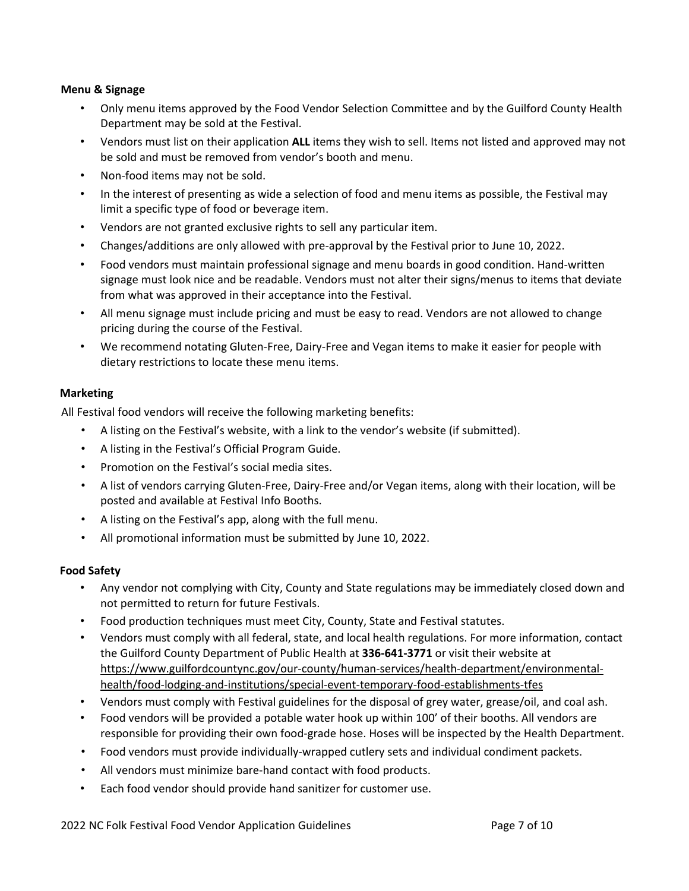**Menu & Signage**

- Only menu items approved by the Food Vendor Selection Committee and by the Guilford County Health Department may be sold at the Festival.
- Vendors must list on their application **ALL** items they wish to sell. Items not listed and approved may not be sold and must be removed from vendor's booth and menu.
- Non-food items may not be sold.
- In the interest of presenting as wide a selection of food and menu items as possible, the Festival may limit a specific type of food or beverage item.
- Vendors are not granted exclusive rights to sell any particular item.
- Changes/additions are only allowed with pre-approval by the Festival prior to June 10, 2022.
- Food vendors must maintain professional signage and menu boards in good condition. Hand-written signage must look nice and be readable. Vendors must not alter their signs/menus to items that deviate from what was approved in their acceptance into the Festival.
- All menu signage must include pricing and must be easy to read. Vendors are not allowed to change pricing during the course of the Festival.
- We recommend notating Gluten-Free, Dairy-Free and Vegan items to make it easier for people with dietary restrictions to locate these menu items.

**Marketing**

All Festival food vendors will receive the following marketing benefits:

- A listing on the Festival's website, with a link to the vendor's website (if submitted).
- A listing in the Festival's Official Program Guide.
- Promotion on the Festival's social media sites.
- A list of vendors carrying Gluten-Free, Dairy-Free and/or Vegan items, along with their location, will be posted and available at Festival Info Booths.
- A listing on the Festival's app, along with the full menu.
- All promotional information must be submitted by June 10, 2022.

**Food Safety**

- Any vendor not complying with City, County and State regulations may be immediately closed down and not permitted to return for future Festivals.
- Food production techniques must meet City, County, State and Festival statutes.
- Vendors must comply with all federal, state, and local health regulations. For more information, contact the Guilford County Department of Public Health at **336-641-3771** or visit their website at https://www.guilfordcountync.gov/our-county/human-services/health-department/environmental-health/food-lodging-and-institutions/special-event-temporary-food-establishments-tfes
- Vendors must comply with Festival guidelines for the disposal of grey water, grease/oil, and coal ash.
- Food vendors will be provided a potable water hook up within 100' of their booths. All vendors are responsible for providing their own food-grade hose. Hoses will be inspected by the Health Department.
- Food vendors must provide individually-wrapped cutlery sets and individual condiment packets.
- All vendors must minimize bare-hand contact with food products.
- Each food vendor should provide hand sanitizer for customer use.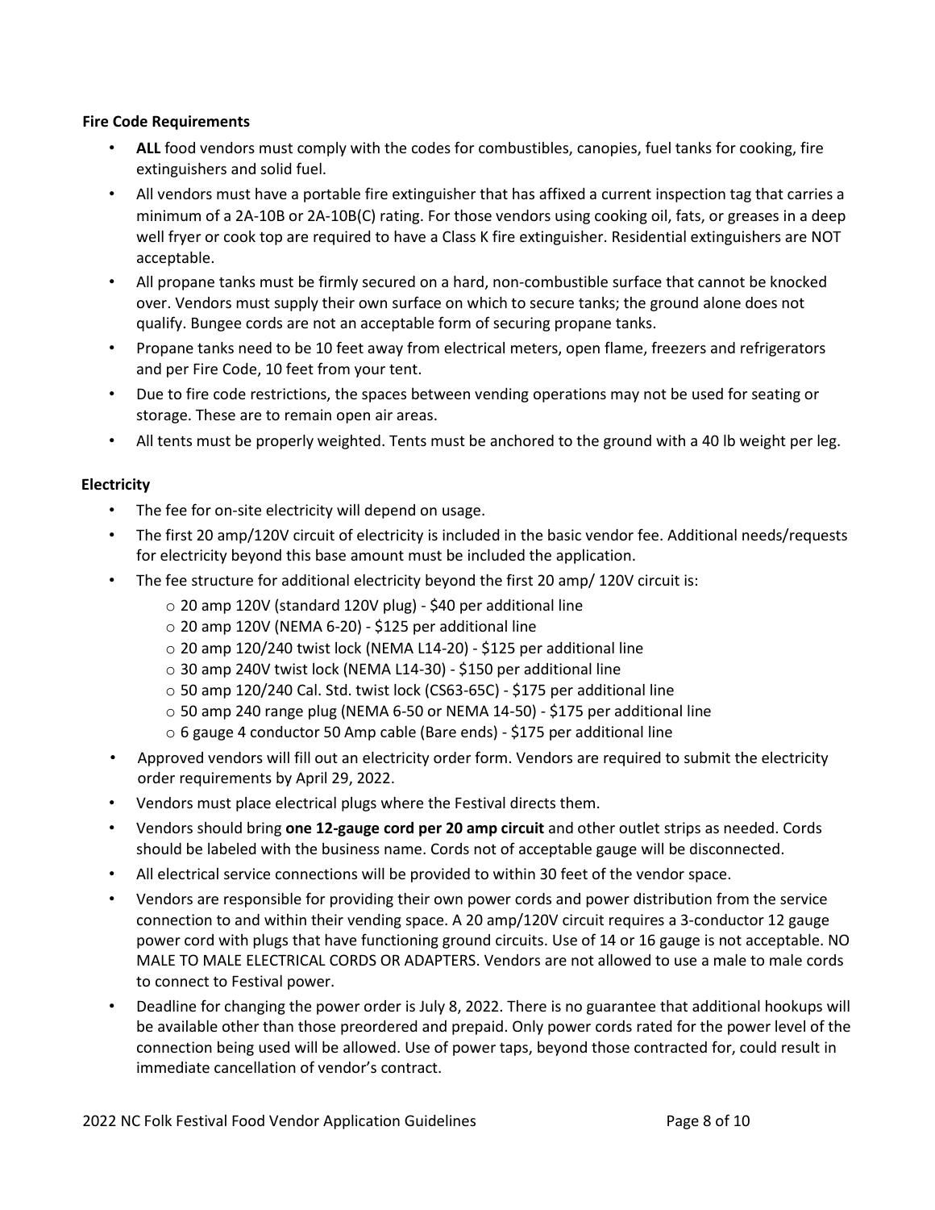**Fire Code Requirements**

- **ALL** food vendors must comply with the codes for combustibles, canopies, fuel tanks for cooking, fire extinguishers and solid fuel.
- All vendors must have a portable fire extinguisher that has affixed a current inspection tag that carries a minimum of a 2A-10B or 2A-10B(C) rating. For those vendors using cooking oil, fats, or greases in a deep well fryer or cook top are required to have a Class K fire extinguisher. Residential extinguishers are NOT acceptable.
- All propane tanks must be firmly secured on a hard, non-combustible surface that cannot be knocked over. Vendors must supply their own surface on which to secure tanks; the ground alone does not qualify. Bungee cords are not an acceptable form of securing propane tanks.
- Propane tanks need to be 10 feet away from electrical meters, open flame, freezers and refrigerators and per Fire Code, 10 feet from your tent.
- Due to fire code restrictions, the spaces between vending operations may not be used for seating or storage. These are to remain open air areas.
- All tents must be properly weighted. Tents must be anchored to the ground with a 40 lb weight per leg.

**Electricity**

- The fee for on-site electricity will depend on usage.
- The first 20 amp/120V circuit of electricity is included in the basic vendor fee. Additional needs/requests for electricity beyond this base amount must be included the application.
- The fee structure for additional electricity beyond the first 20 amp/ 120V circuit is:
  - 20 amp 120V (standard 120V plug) - $40 per additional line
  - 20 amp 120V (NEMA 6-20) - $125 per additional line
  - 20 amp 120/240 twist lock (NEMA L14-20) - $125 per additional line
  - 30 amp 240V twist lock (NEMA L14-30) - $150 per additional line
  - 50 amp 120/240 Cal. Std. twist lock (CS63-65C) - $175 per additional line
  - 50 amp 240 range plug (NEMA 6-50 or NEMA 14-50) - $175 per additional line
  - 6 gauge 4 conductor 50 Amp cable (Bare ends) - $175 per additional line
- Approved vendors will fill out an electricity order form. Vendors are required to submit the electricity order requirements by April 29, 2022.
- Vendors must place electrical plugs where the Festival directs them.
- Vendors should bring **one 12-gauge cord per 20 amp circuit** and other outlet strips as needed. Cords should be labeled with the business name. Cords not of acceptable gauge will be disconnected.
- All electrical service connections will be provided to within 30 feet of the vendor space.
- Vendors are responsible for providing their own power cords and power distribution from the service connection to and within their vending space. A 20 amp/120V circuit requires a 3-conductor 12 gauge power cord with plugs that have functioning ground circuits. Use of 14 or 16 gauge is not acceptable. NO MALE TO MALE ELECTRICAL CORDS OR ADAPTERS. Vendors are not allowed to use a male to male cords to connect to Festival power.
- Deadline for changing the power order is July 8, 2022. There is no guarantee that additional hookups will be available other than those preordered and prepaid. Only power cords rated for the power level of the connection being used will be allowed. Use of power taps, beyond those contracted for, could result in immediate cancellation of vendor's contract.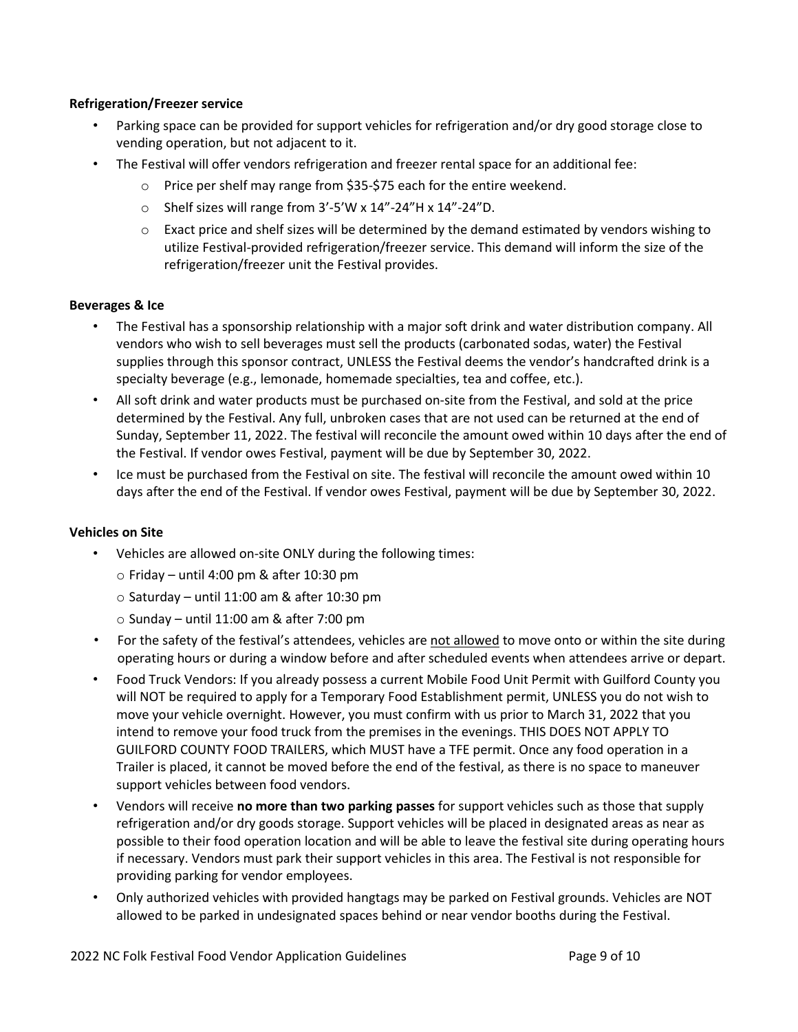**Refrigeration/Freezer service**

- Parking space can be provided for support vehicles for refrigeration and/or dry good storage close to vending operation, but not adjacent to it.
- The Festival will offer vendors refrigeration and freezer rental space for an additional fee:
  - Price per shelf may range from $35-$75 each for the entire weekend.
  - Shelf sizes will range from 3'-5'W x 14"-24"H x 14"-24"D.
  - Exact price and shelf sizes will be determined by the demand estimated by vendors wishing to utilize Festival-provided refrigeration/freezer service. This demand will inform the size of the refrigeration/freezer unit the Festival provides.

**Beverages & Ice**

- The Festival has a sponsorship relationship with a major soft drink and water distribution company. All vendors who wish to sell beverages must sell the products (carbonated sodas, water) the Festival supplies through this sponsor contract, UNLESS the Festival deems the vendor's handcrafted drink is a specialty beverage (e.g., lemonade, homemade specialties, tea and coffee, etc.).
- All soft drink and water products must be purchased on-site from the Festival, and sold at the price determined by the Festival. Any full, unbroken cases that are not used can be returned at the end of Sunday, September 11, 2022. The festival will reconcile the amount owed within 10 days after the end of the Festival. If vendor owes Festival, payment will be due by September 30, 2022.
- Ice must be purchased from the Festival on site. The festival will reconcile the amount owed within 10 days after the end of the Festival. If vendor owes Festival, payment will be due by September 30, 2022.

**Vehicles on Site**

- Vehicles are allowed on-site ONLY during the following times:
  - Friday – until 4:00 pm & after 10:30 pm
  - Saturday – until 11:00 am & after 10:30 pm
  - Sunday – until 11:00 am & after 7:00 pm
- For the safety of the festival's attendees, vehicles are not allowed to move onto or within the site during operating hours or during a window before and after scheduled events when attendees arrive or depart.
- Food Truck Vendors: If you already possess a current Mobile Food Unit Permit with Guilford County you will NOT be required to apply for a Temporary Food Establishment permit, UNLESS you do not wish to move your vehicle overnight. However, you must confirm with us prior to March 31, 2022 that you intend to remove your food truck from the premises in the evenings. THIS DOES NOT APPLY TO GUILFORD COUNTY FOOD TRAILERS, which MUST have a TFE permit. Once any food operation in a Trailer is placed, it cannot be moved before the end of the festival, as there is no space to maneuver support vehicles between food vendors.
- Vendors will receive **no more than two parking passes** for support vehicles such as those that supply refrigeration and/or dry goods storage. Support vehicles will be placed in designated areas as near as possible to their food operation location and will be able to leave the festival site during operating hours if necessary. Vendors must park their support vehicles in this area. The Festival is not responsible for providing parking for vendor employees.
- Only authorized vehicles with provided hangtags may be parked on Festival grounds. Vehicles are NOT allowed to be parked in undesignated spaces behind or near vendor booths during the Festival.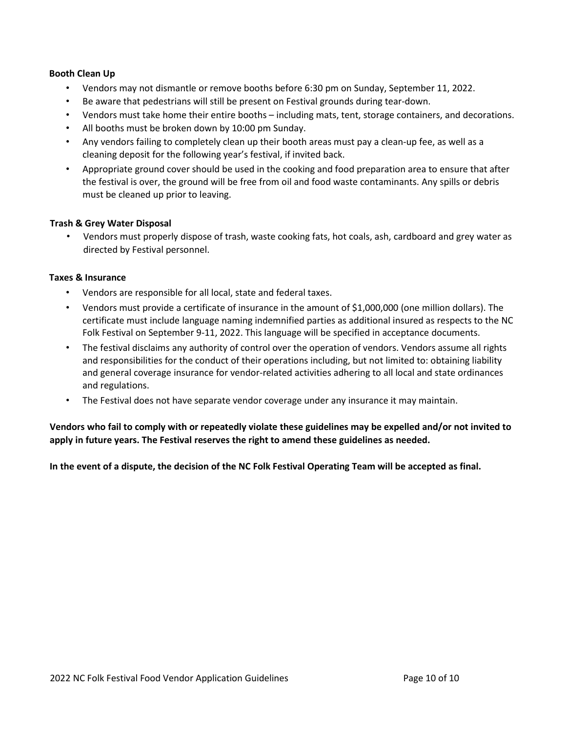**Booth Clean Up**

- Vendors may not dismantle or remove booths before 6:30 pm on Sunday, September 11, 2022.
- Be aware that pedestrians will still be present on Festival grounds during tear-down.
- Vendors must take home their entire booths – including mats, tent, storage containers, and decorations.
- All booths must be broken down by 10:00 pm Sunday.
- Any vendors failing to completely clean up their booth areas must pay a clean-up fee, as well as a cleaning deposit for the following year's festival, if invited back.
- Appropriate ground cover should be used in the cooking and food preparation area to ensure that after the festival is over, the ground will be free from oil and food waste contaminants. Any spills or debris must be cleaned up prior to leaving.

**Trash & Grey Water Disposal**

- Vendors must properly dispose of trash, waste cooking fats, hot coals, ash, cardboard and grey water as directed by Festival personnel.

**Taxes & Insurance**

- Vendors are responsible for all local, state and federal taxes.
- Vendors must provide a certificate of insurance in the amount of $1,000,000 (one million dollars). The certificate must include language naming indemnified parties as additional insured as respects to the NC Folk Festival on September 9-11, 2022. This language will be specified in acceptance documents.
- The festival disclaims any authority of control over the operation of vendors. Vendors assume all rights and responsibilities for the conduct of their operations including, but not limited to: obtaining liability and general coverage insurance for vendor-related activities adhering to all local and state ordinances and regulations.
- The Festival does not have separate vendor coverage under any insurance it may maintain.

**Vendors who fail to comply with or repeatedly violate these guidelines may be expelled and/or not invited to apply in future years. The Festival reserves the right to amend these guidelines as needed.**

**In the event of a dispute, the decision of the NC Folk Festival Operating Team will be accepted as final.**